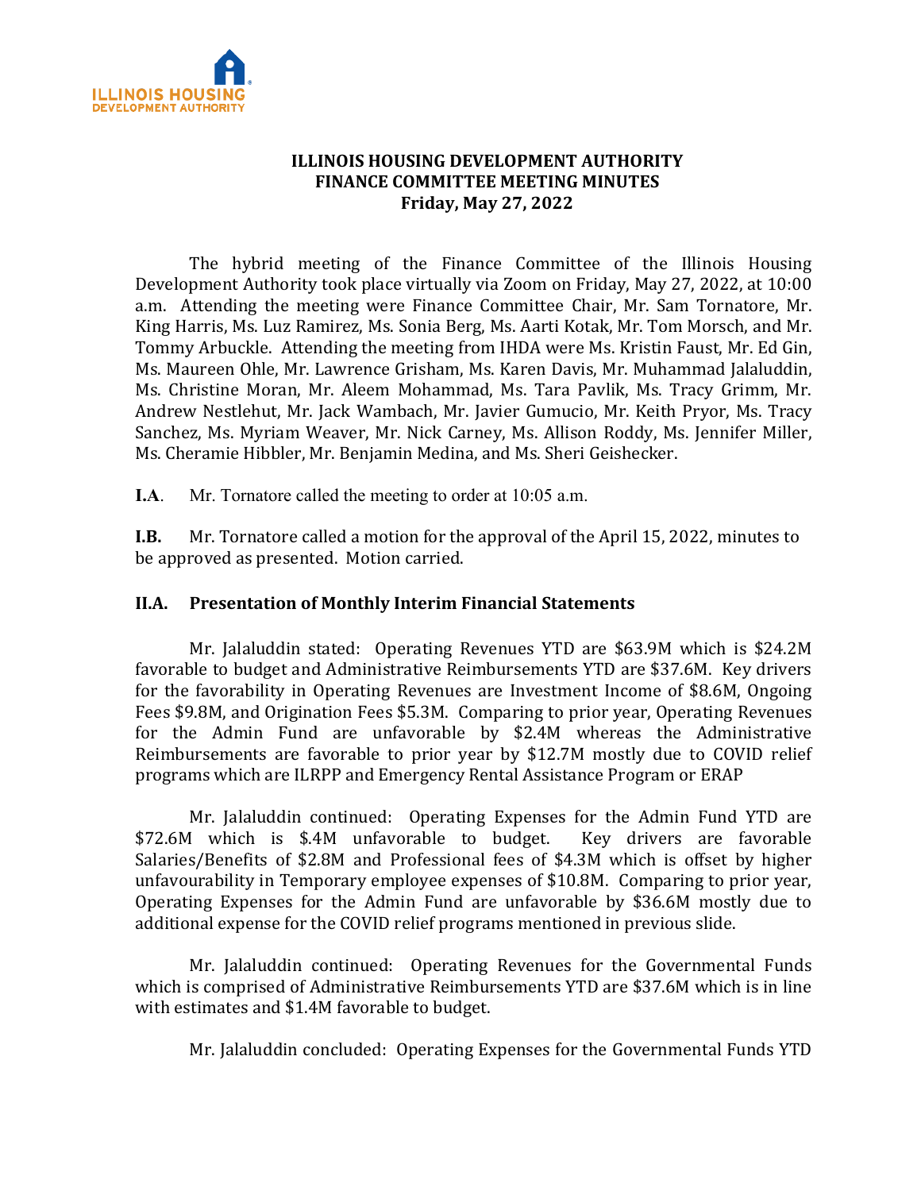# ILLINOIS HOUSING DEVELOPMENT AUTHORITY
## FINANCE COMMITTEE MEETING MINUTES
### Friday, May 27, 2022

The hybrid meeting of the Finance Committee of the Illinois Housing Development Authority took place virtually via Zoom on Friday, May 27, 2022, at 10:00 a.m. Attending the meeting were Finance Committee Chair, Mr. Sam Tornatore, Mr. King Harris, Ms. Luz Ramirez, Ms. Sonia Berg, Ms. Aarti Kotak, Mr. Tom Morsch, and Mr. Tommy Arbuckle. Attending the meeting from IHDA were Ms. Kristin Faust, Mr. Ed Gin, Ms. Maureen Ohle, Mr. Lawrence Grisham, Ms. Karen Davis, Mr. Muhammad Jalaluddin, Ms. Christine Moran, Mr. Aleem Mohammad, Ms. Tara Pavlik, Ms. Tracy Grimm, Mr. Andrew Nestlehut, Mr. Jack Wambach, Mr. Javier Gumucio, Mr. Keith Pryor, Ms. Tracy Sanchez, Ms. Myriam Weaver, Mr. Nick Carney, Ms. Allison Roddy, Ms. Jennifer Miller, Ms. Cheramie Hibbler, Mr. Benjamin Medina, and Ms. Sheri Geishecker.

**I.A.** Mr. Tornatore called the meeting to order at 10:05 a.m.

**I.B.** Mr. Tornatore called a motion for the approval of the April 15, 2022, minutes to be approved as presented. Motion carried.

**II.A. Presentation of Monthly Interim Financial Statements**

Mr. Jalaluddin stated: Operating Revenues YTD are $63.9M which is $24.2M favorable to budget and Administrative Reimbursements YTD are $37.6M. Key drivers for the favorability in Operating Revenues are Investment Income of $8.6M, Ongoing Fees $9.8M, and Origination Fees $5.3M. Comparing to prior year, Operating Revenues for the Admin Fund are unfavorable by $2.4M whereas the Administrative Reimbursements are favorable to prior year by $12.7M mostly due to COVID relief programs which are ILRPP and Emergency Rental Assistance Program or ERAP

Mr. Jalaluddin continued: Operating Expenses for the Admin Fund YTD are $72.6M which is $.4M unfavorable to budget. Key drivers are favorable Salaries/Benefits of $2.8M and Professional fees of $4.3M which is offset by higher unfavourability in Temporary employee expenses of $10.8M. Comparing to prior year, Operating Expenses for the Admin Fund are unfavorable by $36.6M mostly due to additional expense for the COVID relief programs mentioned in previous slide.

Mr. Jalaluddin continued: Operating Revenues for the Governmental Funds which is comprised of Administrative Reimbursements YTD are $37.6M which is in line with estimates and $1.4M favorable to budget.

Mr. Jalaluddin concluded: Operating Expenses for the Governmental Funds YTD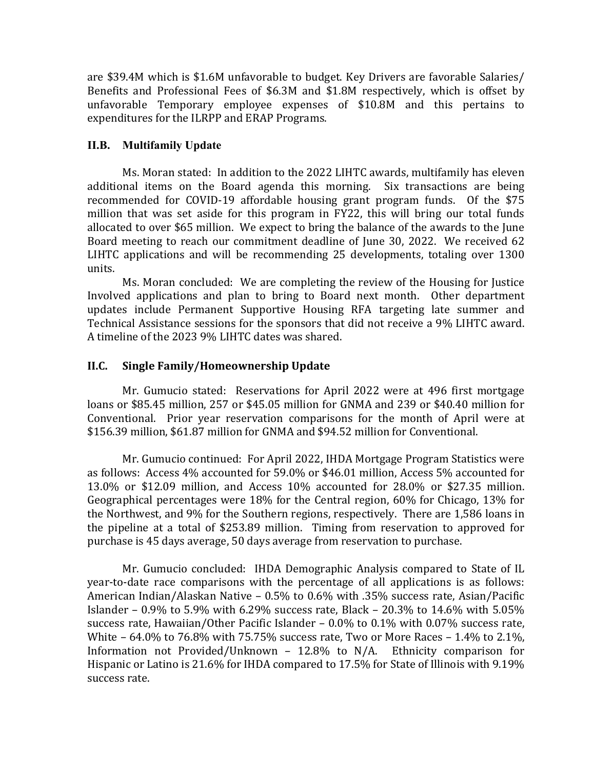are $39.4M which is $1.6M unfavorable to budget. Key Drivers are favorable Salaries/ Benefits and Professional Fees of $6.3M and $1.8M respectively, which is offset by unfavorable Temporary employee expenses of $10.8M and this pertains to expenditures for the ILRPP and ERAP Programs.

### II.B. Multifamily Update

Ms. Moran stated: In addition to the 2022 LIHTC awards, multifamily has eleven additional items on the Board agenda this morning. Six transactions are being recommended for COVID-19 affordable housing grant program funds. Of the $75 million that was set aside for this program in FY22, this will bring our total funds allocated to over $65 million. We expect to bring the balance of the awards to the June Board meeting to reach our commitment deadline of June 30, 2022. We received 62 LIHTC applications and will be recommending 25 developments, totaling over 1300 units.

Ms. Moran concluded: We are completing the review of the Housing for Justice Involved applications and plan to bring to Board next month. Other department updates include Permanent Supportive Housing RFA targeting late summer and Technical Assistance sessions for the sponsors that did not receive a 9% LIHTC award. A timeline of the 2023 9% LIHTC dates was shared.

### II.C. Single Family/Homeownership Update

Mr. Gumucio stated: Reservations for April 2022 were at 496 first mortgage loans or $85.45 million, 257 or $45.05 million for GNMA and 239 or $40.40 million for Conventional. Prior year reservation comparisons for the month of April were at $156.39 million, $61.87 million for GNMA and $94.52 million for Conventional.

Mr. Gumucio continued: For April 2022, IHDA Mortgage Program Statistics were as follows: Access 4% accounted for 59.0% or $46.01 million, Access 5% accounted for 13.0% or $12.09 million, and Access 10% accounted for 28.0% or $27.35 million. Geographical percentages were 18% for the Central region, 60% for Chicago, 13% for the Northwest, and 9% for the Southern regions, respectively. There are 1,586 loans in the pipeline at a total of $253.89 million. Timing from reservation to approved for purchase is 45 days average, 50 days average from reservation to purchase.

Mr. Gumucio concluded: IHDA Demographic Analysis compared to State of IL year-to-date race comparisons with the percentage of all applications is as follows: American Indian/Alaskan Native – 0.5% to 0.6% with .35% success rate, Asian/Pacific Islander – 0.9% to 5.9% with 6.29% success rate, Black – 20.3% to 14.6% with 5.05% success rate, Hawaiian/Other Pacific Islander – 0.0% to 0.1% with 0.07% success rate, White – 64.0% to 76.8% with 75.75% success rate, Two or More Races – 1.4% to 2.1%, Information not Provided/Unknown – 12.8% to N/A. Ethnicity comparison for Hispanic or Latino is 21.6% for IHDA compared to 17.5% for State of Illinois with 9.19% success rate.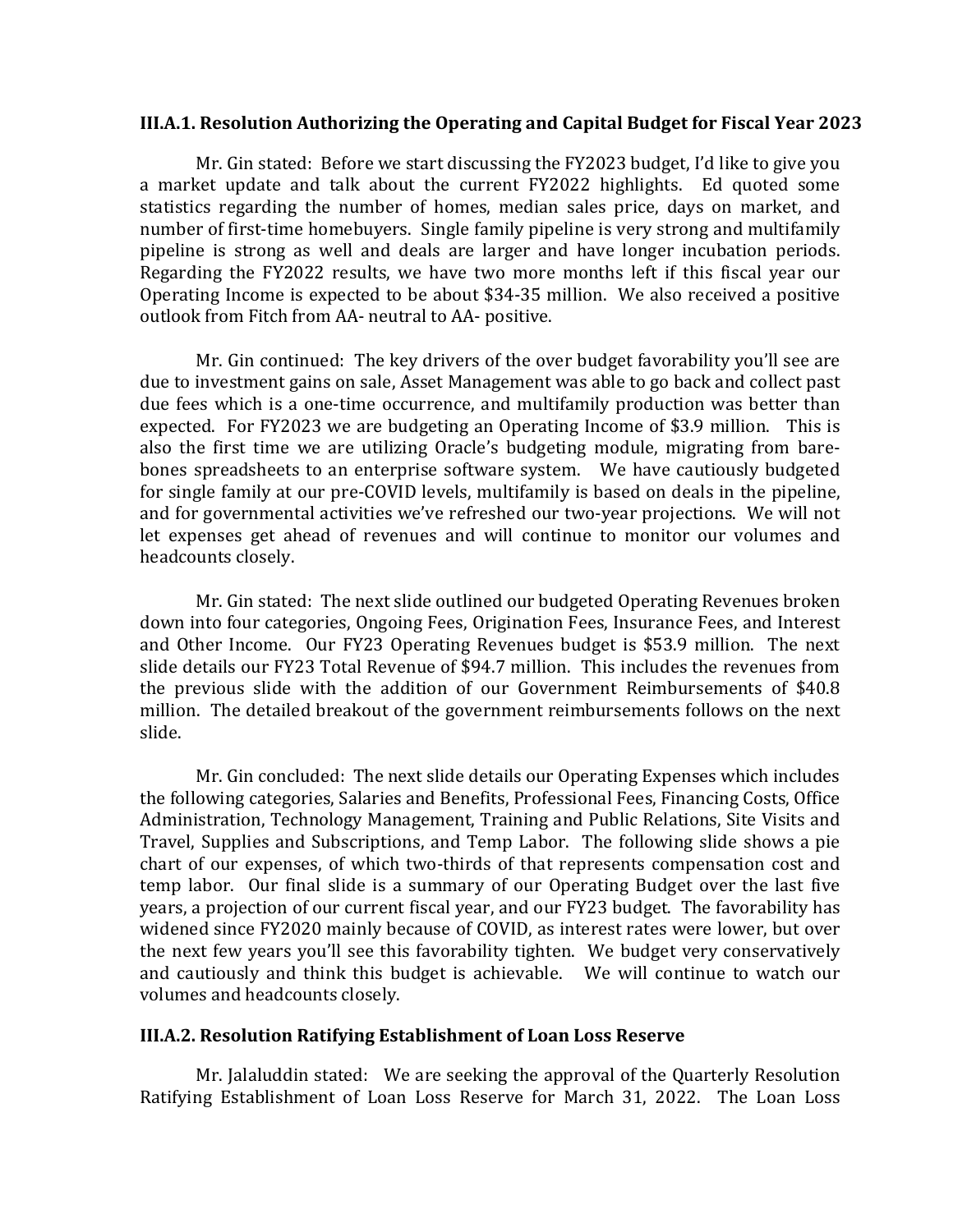**III.A.1. Resolution Authorizing the Operating and Capital Budget for Fiscal Year 2023**

Mr. Gin stated: Before we start discussing the FY2023 budget, I'd like to give you a market update and talk about the current FY2022 highlights. Ed quoted some statistics regarding the number of homes, median sales price, days on market, and number of first-time homebuyers. Single family pipeline is very strong and multifamily pipeline is strong as well and deals are larger and have longer incubation periods. Regarding the FY2022 results, we have two more months left if this fiscal year our Operating Income is expected to be about $34-35 million. We also received a positive outlook from Fitch from AA- neutral to AA- positive.

Mr. Gin continued: The key drivers of the over budget favorability you'll see are due to investment gains on sale, Asset Management was able to go back and collect past due fees which is a one-time occurrence, and multifamily production was better than expected. For FY2023 we are budgeting an Operating Income of $3.9 million. This is also the first time we are utilizing Oracle's budgeting module, migrating from bare-bones spreadsheets to an enterprise software system. We have cautiously budgeted for single family at our pre-COVID levels, multifamily is based on deals in the pipeline, and for governmental activities we've refreshed our two-year projections. We will not let expenses get ahead of revenues and will continue to monitor our volumes and headcounts closely.

Mr. Gin stated: The next slide outlined our budgeted Operating Revenues broken down into four categories, Ongoing Fees, Origination Fees, Insurance Fees, and Interest and Other Income. Our FY23 Operating Revenues budget is $53.9 million. The next slide details our FY23 Total Revenue of $94.7 million. This includes the revenues from the previous slide with the addition of our Government Reimbursements of $40.8 million. The detailed breakout of the government reimbursements follows on the next slide.

Mr. Gin concluded: The next slide details our Operating Expenses which includes the following categories, Salaries and Benefits, Professional Fees, Financing Costs, Office Administration, Technology Management, Training and Public Relations, Site Visits and Travel, Supplies and Subscriptions, and Temp Labor. The following slide shows a pie chart of our expenses, of which two-thirds of that represents compensation cost and temp labor. Our final slide is a summary of our Operating Budget over the last five years, a projection of our current fiscal year, and our FY23 budget. The favorability has widened since FY2020 mainly because of COVID, as interest rates were lower, but over the next few years you'll see this favorability tighten. We budget very conservatively and cautiously and think this budget is achievable. We will continue to watch our volumes and headcounts closely.

**III.A.2. Resolution Ratifying Establishment of Loan Loss Reserve**

Mr. Jalaluddin stated: We are seeking the approval of the Quarterly Resolution Ratifying Establishment of Loan Loss Reserve for March 31, 2022. The Loan Loss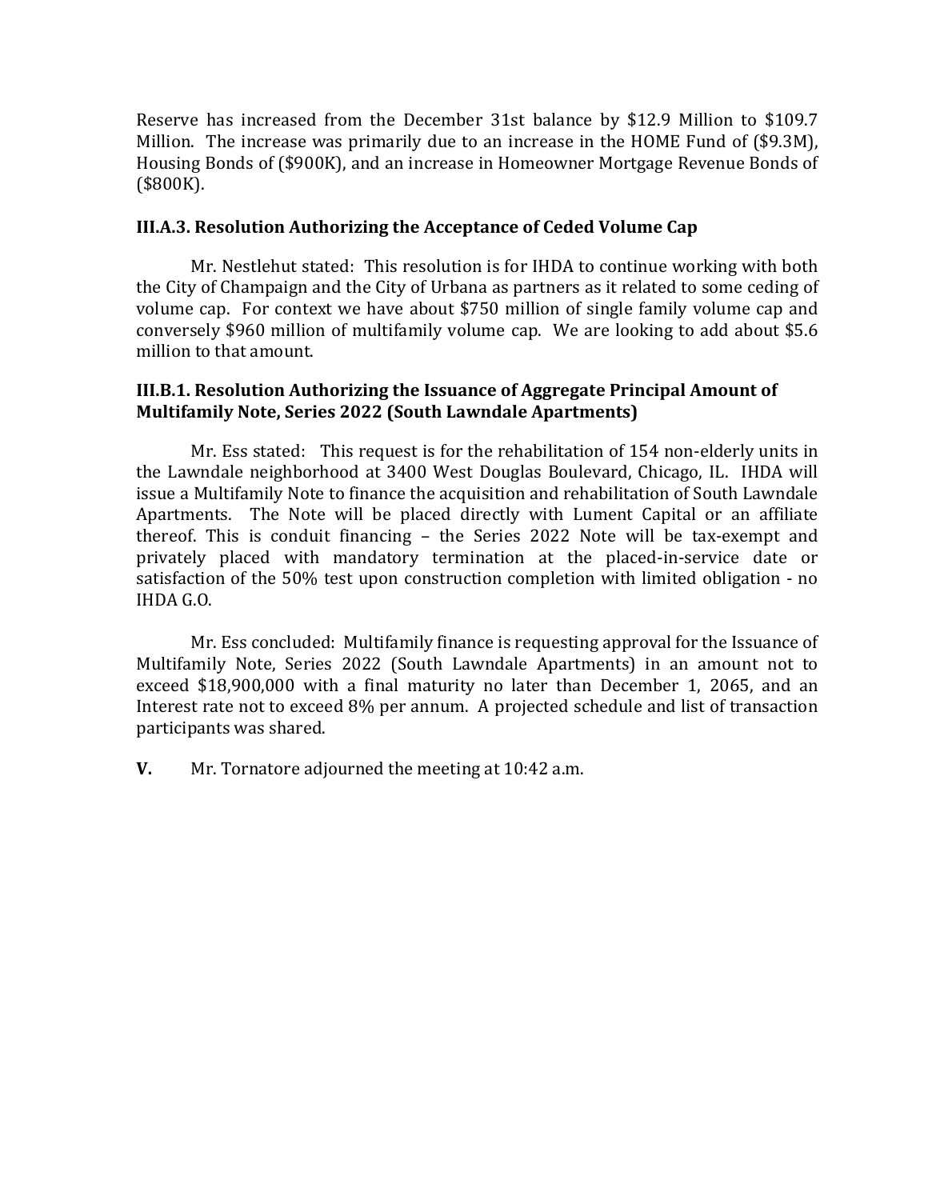Reserve has increased from the December 31st balance by $12.9 Million to $109.7 Million. The increase was primarily due to an increase in the HOME Fund of ($9.3M), Housing Bonds of ($900K), and an increase in Homeowner Mortgage Revenue Bonds of ($800K).

**III.A.3. Resolution Authorizing the Acceptance of Ceded Volume Cap**

Mr. Nestlehut stated: This resolution is for IHDA to continue working with both the City of Champaign and the City of Urbana as partners as it related to some ceding of volume cap. For context we have about $750 million of single family volume cap and conversely $960 million of multifamily volume cap. We are looking to add about $5.6 million to that amount.

**III.B.1. Resolution Authorizing the Issuance of Aggregate Principal Amount of Multifamily Note, Series 2022 (South Lawndale Apartments)**

Mr. Ess stated: This request is for the rehabilitation of 154 non-elderly units in the Lawndale neighborhood at 3400 West Douglas Boulevard, Chicago, IL. IHDA will issue a Multifamily Note to finance the acquisition and rehabilitation of South Lawndale Apartments. The Note will be placed directly with Lument Capital or an affiliate thereof. This is conduit financing – the Series 2022 Note will be tax-exempt and privately placed with mandatory termination at the placed-in-service date or satisfaction of the 50% test upon construction completion with limited obligation - no IHDA G.O.

Mr. Ess concluded: Multifamily finance is requesting approval for the Issuance of Multifamily Note, Series 2022 (South Lawndale Apartments) in an amount not to exceed $18,900,000 with a final maturity no later than December 1, 2065, and an Interest rate not to exceed 8% per annum. A projected schedule and list of transaction participants was shared.

**V.** Mr. Tornatore adjourned the meeting at 10:42 a.m.